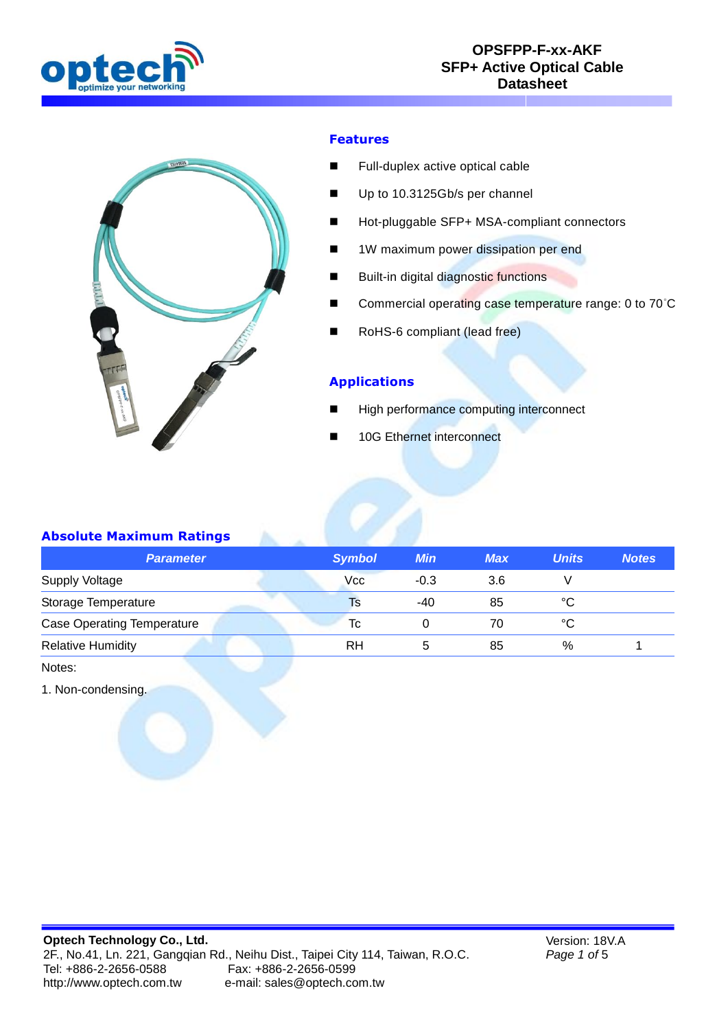# OPSFPP-F-xx-AKF
# SFP+ Active Optical Cable
# Datasheet

## Features

- Full-duplex active optical cable
- Up to 10.3125Gb/s per channel
- Hot-pluggable SFP+ MSA-compliant connectors
- 1W maximum power dissipation per end
- Built-in digital diagnostic functions
- Commercial operating case temperature range: 0 to 70°C
- RoHS-6 compliant (lead free)

## Applications

- High performance computing interconnect
- 10G Ethernet interconnect

## Absolute Maximum Ratings

| Parameter | Symbol | Min | Max | Units | Notes |
|---|---|---|---|---|---|
| Supply Voltage | Vcc | -0.3 | 3.6 | V | |
| Storage Temperature | Ts | -40 | 85 | °C | |
| Case Operating Temperature | Tc | 0 | 70 | °C | |
| Relative Humidity | RH | 5 | 85 | % | 1 |

Notes:

1. Non-condensing.

**Optech Technology Co., Ltd.**
2F., No.41, Ln. 221, Gangqian Rd., Neihu Dist., Taipei City 114, Taiwan, R.O.C.
Tel: +886-2-2656-0588 Fax: +886-2-2656-0599
http://www.optech.com.tw e-mail: sales@optech.com.tw

Version: 18V.A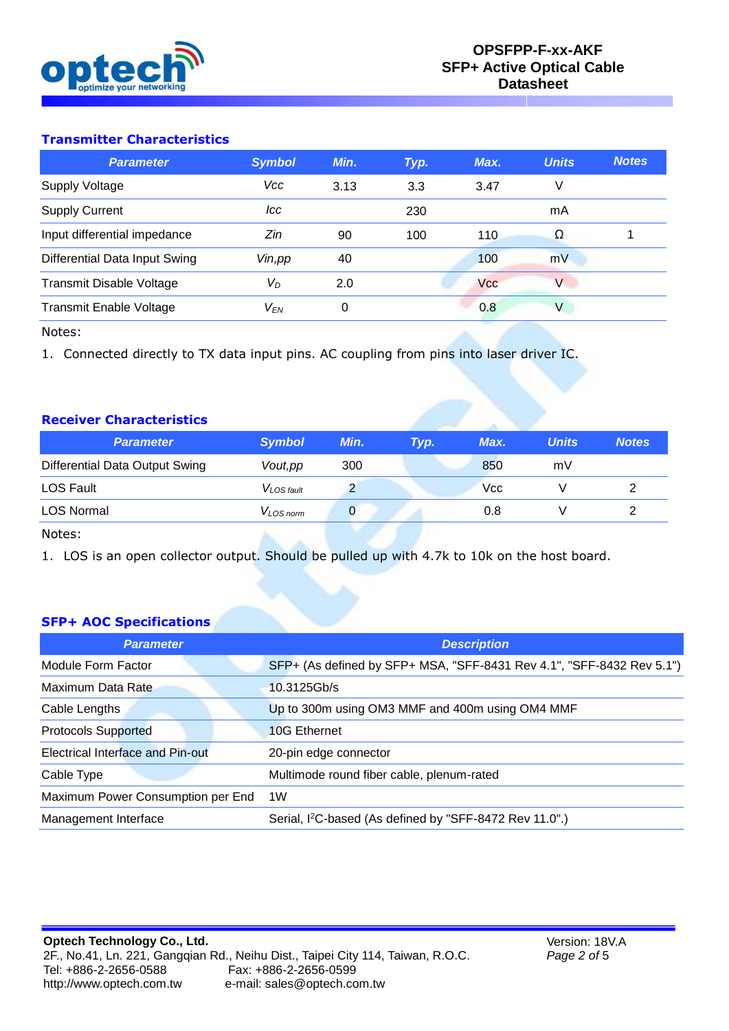## Transmitter Characteristics

| Parameter | Symbol | Min. | Typ. | Max. | Units | Notes |
|---|---|---|---|---|---|---|
| Supply Voltage | *Vcc* | 3.13 | 3.3 | 3.47 | V | |
| Supply Current | *Icc* | | 230 | | mA | |
| Input differential impedance | *Zin* | 90 | 100 | 110 | Ω | 1 |
| Differential Data Input Swing | *Vin,pp* | 40 | | 100 | mV | |
| Transmit Disable Voltage | $V_D$ | 2.0 | | Vcc | V | |
| Transmit Enable Voltage | $V_{EN}$ | 0 | | 0.8 | V | |

Notes:

1. Connected directly to TX data input pins. AC coupling from pins into laser driver IC.

## Receiver Characteristics

| Parameter | Symbol | Min. | Typ. | Max. | Units | Notes |
|---|---|---|---|---|---|---|
| Differential Data Output Swing | *Vout,pp* | 300 | | 850 | mV | |
| LOS Fault | $V_{LOS\ fault}$ | 2 | | Vcc | V | 2 |
| LOS Normal | $V_{LOS\ norm}$ | 0 | | 0.8 | V | 2 |

Notes:

1. LOS is an open collector output. Should be pulled up with 4.7k to 10k on the host board.

## SFP+ AOC Specifications

| Parameter | Description |
|---|---|
| Module Form Factor | SFP+ (As defined by SFP+ MSA, "SFF-8431 Rev 4.1", "SFF-8432 Rev 5.1") |
| Maximum Data Rate | 10.3125Gb/s |
| Cable Lengths | Up to 300m using OM3 MMF and 400m using OM4 MMF |
| Protocols Supported | 10G Ethernet |
| Electrical Interface and Pin-out | 20-pin edge connector |
| Cable Type | Multimode round fiber cable, plenum-rated |
| Maximum Power Consumption per End | 1W |
| Management Interface | Serial, $I^2C$-based (As defined by "SFF-8472 Rev 11.0".) |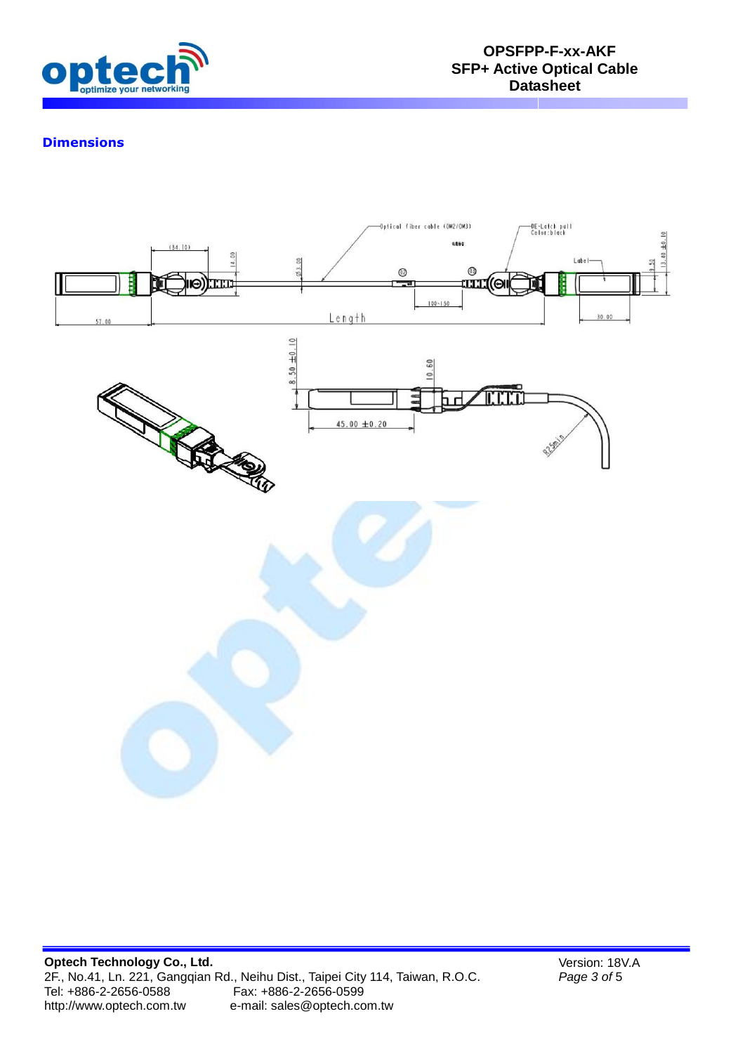## Dimensions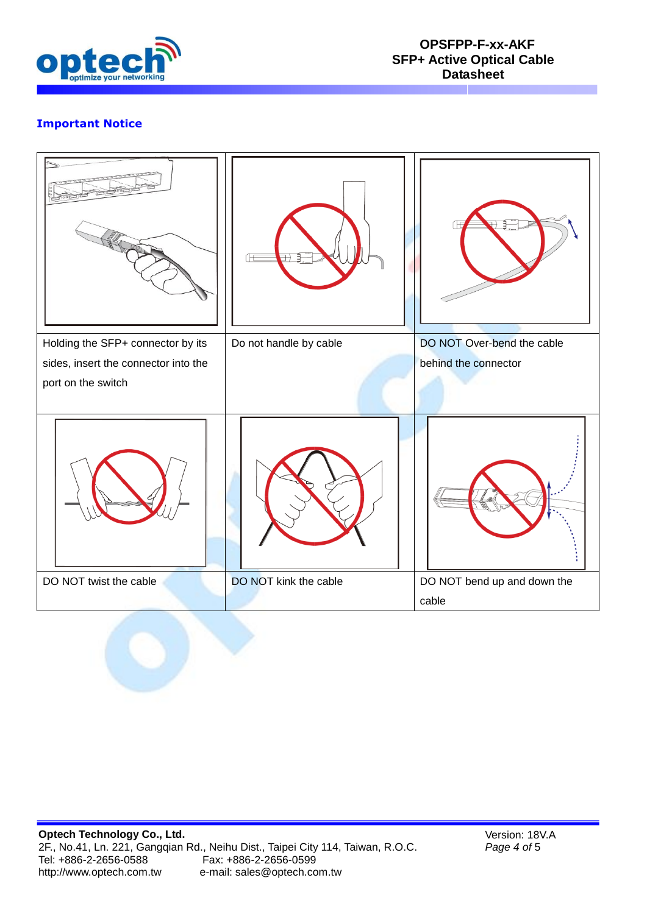## Important Notice

| | | |
|---|---|---|
| Holding the SFP+ connector by its sides, insert the connector into the port on the switch | Do not handle by cable | DO NOT Over-bend the cable behind the connector |
| DO NOT twist the cable | DO NOT kink the cable | DO NOT bend up and down the cable |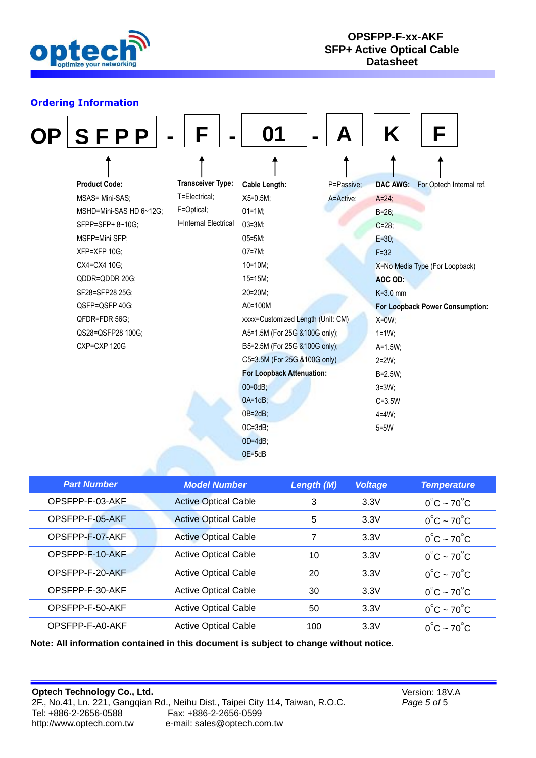## Ordering Information

OP | S F P P | - | F | - | 01 | - | A | K | F

**Product Code:**
MSAS= Mini-SAS;
MSHD=Mini-SAS HD 6~12G;
SFPP=SFP+ 8~10G;
MSFP=Mini SFP;
XFP=XFP 10G;
CX4=CX4 10G;
QDDR=QDDR 20G;
SF28=SFP28 25G;
QSFP=QSFP 40G;
QFDR=FDR 56G;
QS28=QSFP28 100G;
CXP=CXP 120G

**Transceiver Type:**
T=Electrical;
F=Optical;
I=Internal Electrical

**Cable Length:**
X5=0.5M;
01=1M;
03=3M;
05=5M;
07=7M;
10=10M;
15=15M;
20=20M;
A0=100M
xxxx=Customized Length (Unit: CM)
A5=1.5M (For 25G &100G only);
B5=2.5M (For 25G &100G only);
C5=3.5M (For 25G &100G only)

**For Loopback Attenuation:**
00=0dB;
0A=1dB;
0B=2dB;
0C=3dB;
0D=4dB;
0E=5dB

P=Passive;
A=Active;

**DAC AWG:**
A=24;
B=26;
C=28;
E=30;
F=32
X=No Media Type (For Loopback)

**AOC OD:**
K=3.0 mm

**For Loopback Power Consumption:**
X=0W;
1=1W;
A=1.5W;
2=2W;
B=2.5W;
3=3W;
C=3.5W
4=4W;
5=5W

For Optech Internal ref.

| Part Number | Model Number | Length (M) | Voltage | Temperature |
|---|---|---|---|---|
| OPSFPP-F-03-AKF | Active Optical Cable | 3 | 3.3V | $0^{\circ}C \sim 70^{\circ}C$ |
| OPSFPP-F-05-AKF | Active Optical Cable | 5 | 3.3V | $0^{\circ}C \sim 70^{\circ}C$ |
| OPSFPP-F-07-AKF | Active Optical Cable | 7 | 3.3V | $0^{\circ}C \sim 70^{\circ}C$ |
| OPSFPP-F-10-AKF | Active Optical Cable | 10 | 3.3V | $0^{\circ}C \sim 70^{\circ}C$ |
| OPSFPP-F-20-AKF | Active Optical Cable | 20 | 3.3V | $0^{\circ}C \sim 70^{\circ}C$ |
| OPSFPP-F-30-AKF | Active Optical Cable | 30 | 3.3V | $0^{\circ}C \sim 70^{\circ}C$ |
| OPSFPP-F-50-AKF | Active Optical Cable | 50 | 3.3V | $0^{\circ}C \sim 70^{\circ}C$ |
| OPSFPP-F-A0-AKF | Active Optical Cable | 100 | 3.3V | $0^{\circ}C \sim 70^{\circ}C$ |

**Note: All information contained in this document is subject to change without notice.**

**Optech Technology Co., Ltd.**
2F., No.41, Ln. 221, Gangqian Rd., Neihu Dist., Taipei City 114, Taiwan, R.O.C.
Tel: +886-2-2656-0588 Fax: +886-2-2656-0599
http://www.optech.com.tw e-mail: sales@optech.com.tw

Version: 18V.A